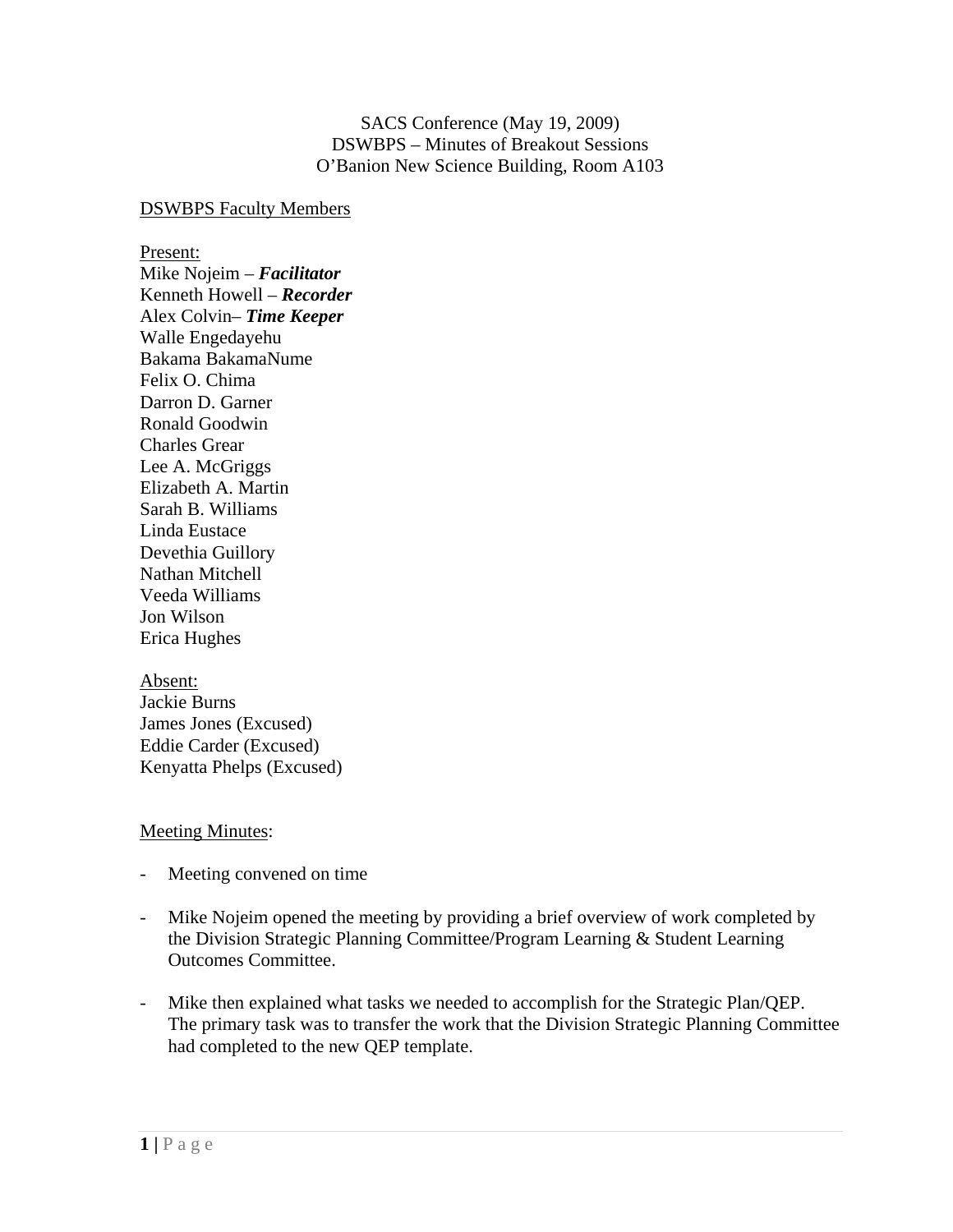SACS Conference (May 19, 2009)
DSWBPS – Minutes of Breakout Sessions
O'Banion New Science Building, Room A103

DSWBPS Faculty Members

Present:
Mike Nojeim – ***Facilitator***
Kenneth Howell – ***Recorder***
Alex Colvin– ***Time Keeper***
Walle Engedayehu
Bakama BakamaNume
Felix O. Chima
Darron D. Garner
Ronald Goodwin
Charles Grear
Lee A. McGriggs
Elizabeth A. Martin
Sarah B. Williams
Linda Eustace
Devethia Guillory
Nathan Mitchell
Veeda Williams
Jon Wilson
Erica Hughes

Absent:
Jackie Burns
James Jones (Excused)
Eddie Carder (Excused)
Kenyatta Phelps (Excused)

Meeting Minutes:

- Meeting convened on time

- Mike Nojeim opened the meeting by providing a brief overview of work completed by the Division Strategic Planning Committee/Program Learning & Student Learning Outcomes Committee.

- Mike then explained what tasks we needed to accomplish for the Strategic Plan/QEP. The primary task was to transfer the work that the Division Strategic Planning Committee had completed to the new QEP template.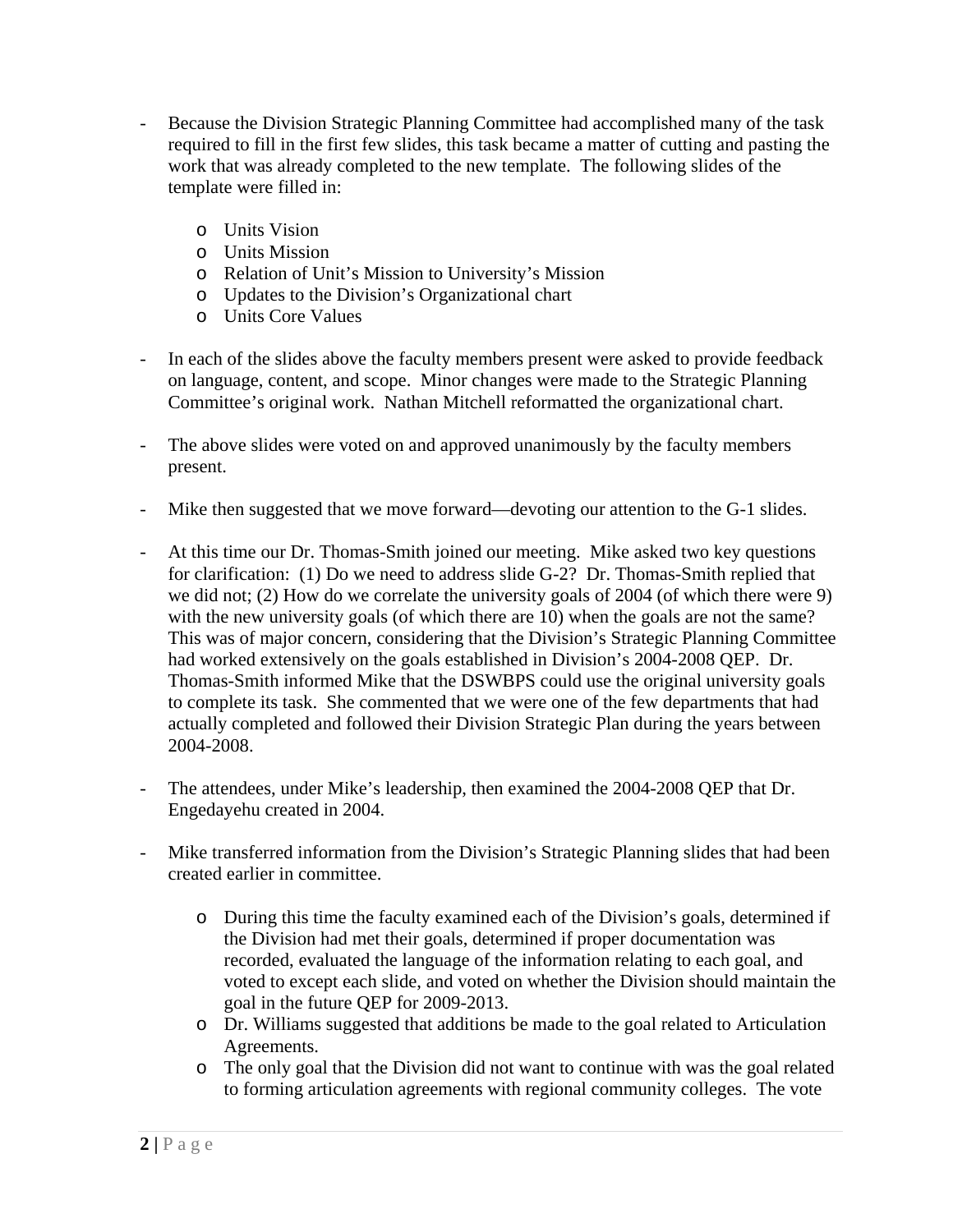- Because the Division Strategic Planning Committee had accomplished many of the task required to fill in the first few slides, this task became a matter of cutting and pasting the work that was already completed to the new template. The following slides of the template were filled in:

    - Units Vision
    - Units Mission
    - Relation of Unit's Mission to University's Mission
    - Updates to the Division's Organizational chart
    - Units Core Values

- In each of the slides above the faculty members present were asked to provide feedback on language, content, and scope. Minor changes were made to the Strategic Planning Committee's original work. Nathan Mitchell reformatted the organizational chart.

- The above slides were voted on and approved unanimously by the faculty members present.

- Mike then suggested that we move forward—devoting our attention to the G-1 slides.

- At this time our Dr. Thomas-Smith joined our meeting. Mike asked two key questions for clarification: (1) Do we need to address slide G-2? Dr. Thomas-Smith replied that we did not; (2) How do we correlate the university goals of 2004 (of which there were 9) with the new university goals (of which there are 10) when the goals are not the same? This was of major concern, considering that the Division's Strategic Planning Committee had worked extensively on the goals established in Division's 2004-2008 QEP. Dr. Thomas-Smith informed Mike that the DSWBPS could use the original university goals to complete its task. She commented that we were one of the few departments that had actually completed and followed their Division Strategic Plan during the years between 2004-2008.

- The attendees, under Mike's leadership, then examined the 2004-2008 QEP that Dr. Engedayehu created in 2004.

- Mike transferred information from the Division's Strategic Planning slides that had been created earlier in committee.

    - During this time the faculty examined each of the Division's goals, determined if the Division had met their goals, determined if proper documentation was recorded, evaluated the language of the information relating to each goal, and voted to except each slide, and voted on whether the Division should maintain the goal in the future QEP for 2009-2013.
    - Dr. Williams suggested that additions be made to the goal related to Articulation Agreements.
    - The only goal that the Division did not want to continue with was the goal related to forming articulation agreements with regional community colleges. The vote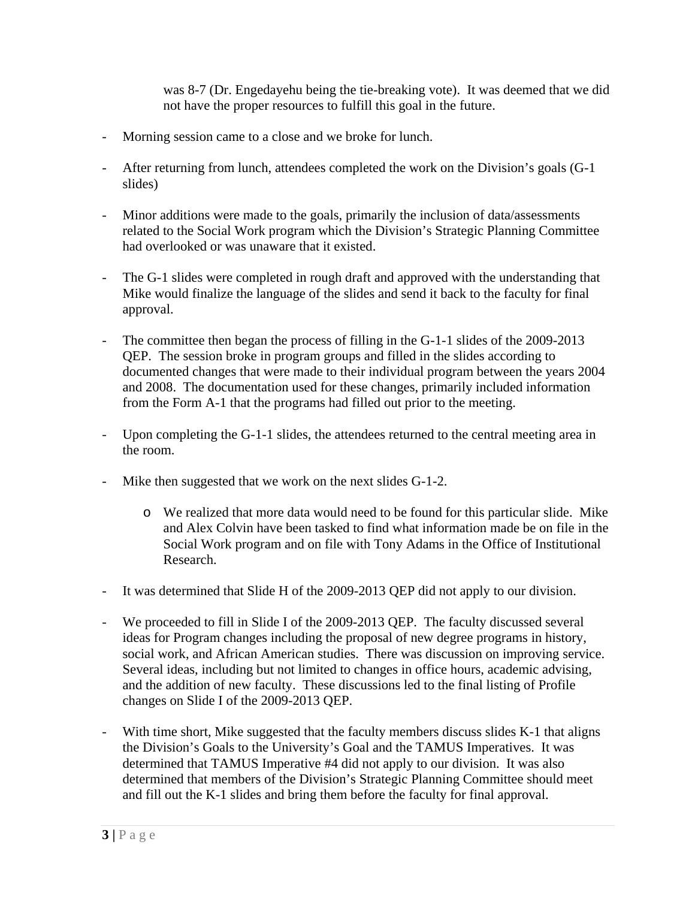was 8-7 (Dr. Engedayehu being the tie-breaking vote). It was deemed that we did not have the proper resources to fulfill this goal in the future.

- Morning session came to a close and we broke for lunch.
- After returning from lunch, attendees completed the work on the Division's goals (G-1 slides)
- Minor additions were made to the goals, primarily the inclusion of data/assessments related to the Social Work program which the Division's Strategic Planning Committee had overlooked or was unaware that it existed.
- The G-1 slides were completed in rough draft and approved with the understanding that Mike would finalize the language of the slides and send it back to the faculty for final approval.
- The committee then began the process of filling in the G-1-1 slides of the 2009-2013 QEP. The session broke in program groups and filled in the slides according to documented changes that were made to their individual program between the years 2004 and 2008. The documentation used for these changes, primarily included information from the Form A-1 that the programs had filled out prior to the meeting.
- Upon completing the G-1-1 slides, the attendees returned to the central meeting area in the room.
- Mike then suggested that we work on the next slides G-1-2.
    - We realized that more data would need to be found for this particular slide. Mike and Alex Colvin have been tasked to find what information made be on file in the Social Work program and on file with Tony Adams in the Office of Institutional Research.
- It was determined that Slide H of the 2009-2013 QEP did not apply to our division.
- We proceeded to fill in Slide I of the 2009-2013 QEP. The faculty discussed several ideas for Program changes including the proposal of new degree programs in history, social work, and African American studies. There was discussion on improving service. Several ideas, including but not limited to changes in office hours, academic advising, and the addition of new faculty. These discussions led to the final listing of Profile changes on Slide I of the 2009-2013 QEP.
- With time short, Mike suggested that the faculty members discuss slides K-1 that aligns the Division's Goals to the University's Goal and the TAMUS Imperatives. It was determined that TAMUS Imperative #4 did not apply to our division. It was also determined that members of the Division's Strategic Planning Committee should meet and fill out the K-1 slides and bring them before the faculty for final approval.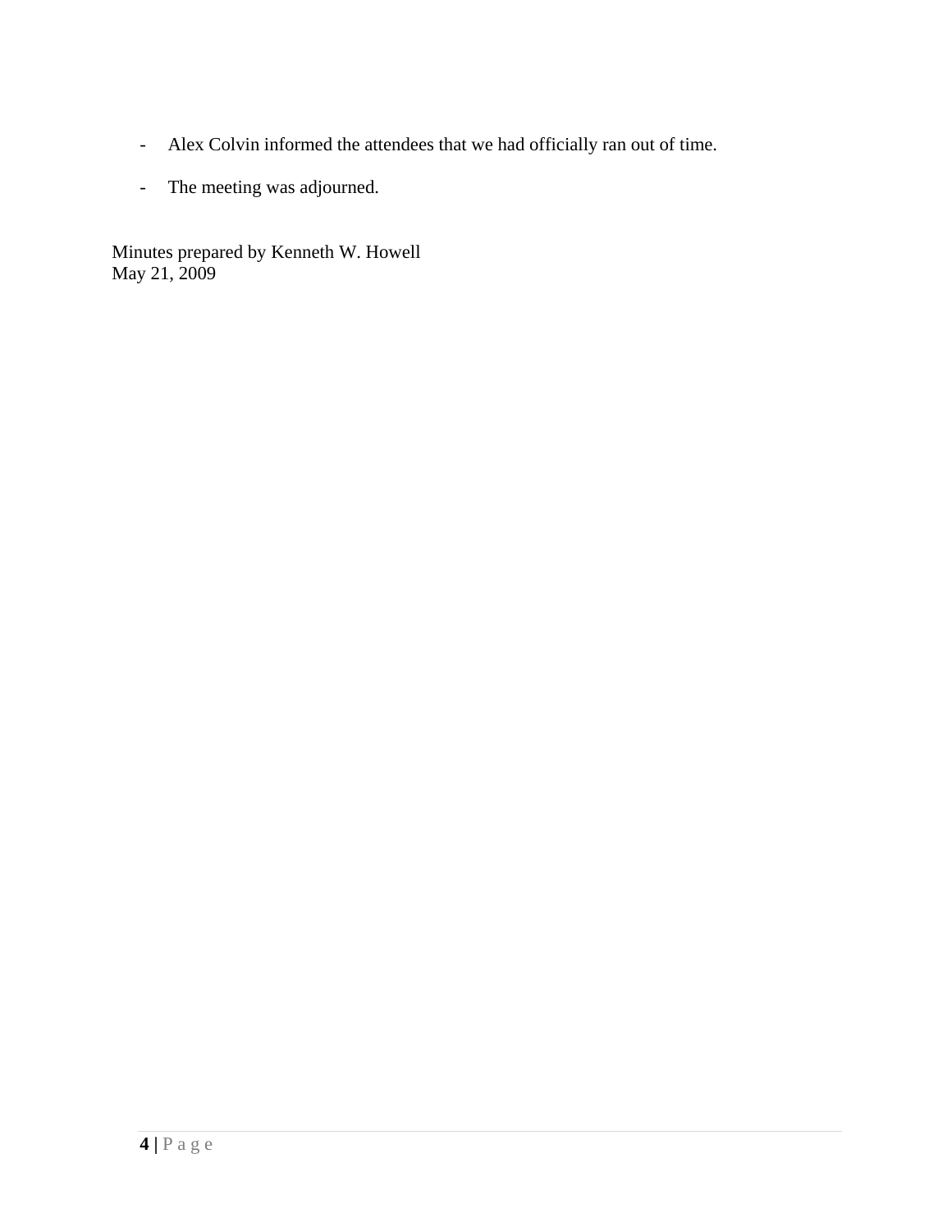- Alex Colvin informed the attendees that we had officially ran out of time.

- The meeting was adjourned.

Minutes prepared by Kenneth W. Howell
May 21, 2009